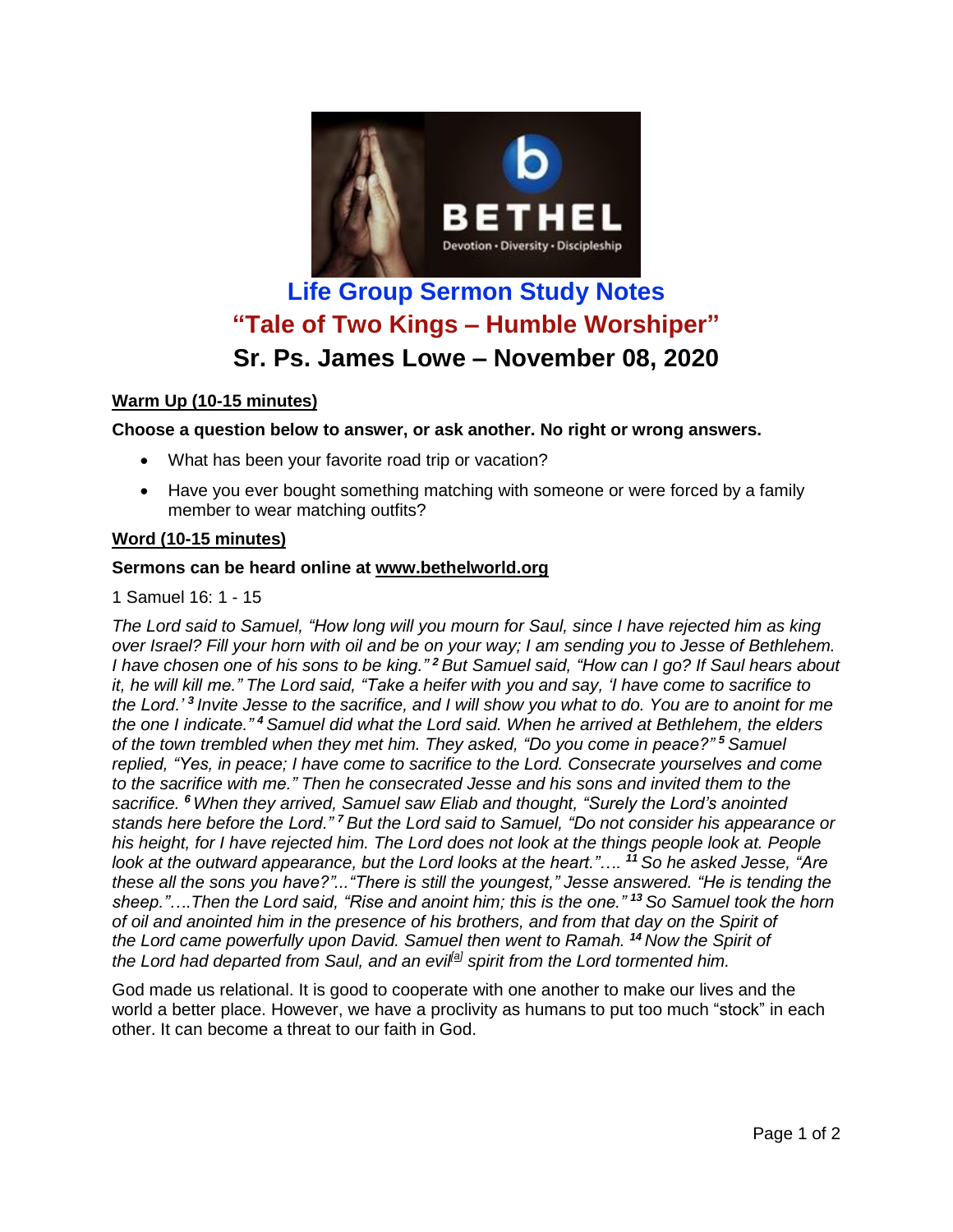# Life Group Sermon Study Notes

## "Tale of Two Kings – Humble Worshiper"

## Sr. Ps. James Lowe – November 08, 2020

**Warm Up (10-15 minutes)**

**Choose a question below to answer, or ask another. No right or wrong answers.**

- What has been your favorite road trip or vacation?
- Have you ever bought something matching with someone or were forced by a family member to wear matching outfits?

**Word (10-15 minutes)**

**Sermons can be heard online at www.bethelworld.org**

1 Samuel 16: 1 - 15

*The Lord said to Samuel, "How long will you mourn for Saul, since I have rejected him as king over Israel? Fill your horn with oil and be on your way; I am sending you to Jesse of Bethlehem. I have chosen one of his sons to be king."* ***2*** *But Samuel said, "How can I go? If Saul hears about it, he will kill me." The Lord said, "Take a heifer with you and say, 'I have come to sacrifice to the Lord.'* ***3*** *Invite Jesse to the sacrifice, and I will show you what to do. You are to anoint for me the one I indicate."* ***4*** *Samuel did what the Lord said. When he arrived at Bethlehem, the elders of the town trembled when they met him. They asked, "Do you come in peace?"* ***5*** *Samuel replied, "Yes, in peace; I have come to sacrifice to the Lord. Consecrate yourselves and come to the sacrifice with me." Then he consecrated Jesse and his sons and invited them to the sacrifice.* ***6*** *When they arrived, Samuel saw Eliab and thought, "Surely the Lord's anointed stands here before the Lord."* ***7*** *But the Lord said to Samuel, "Do not consider his appearance or his height, for I have rejected him. The Lord does not look at the things people look at. People look at the outward appearance, but the Lord looks at the heart."….* ***11*** *So he asked Jesse, "Are these all the sons you have?"..."There is still the youngest," Jesse answered. "He is tending the sheep."….Then the Lord said, "Rise and anoint him; this is the one."* ***13*** *So Samuel took the horn of oil and anointed him in the presence of his brothers, and from that day on the Spirit of the Lord came powerfully upon David. Samuel then went to Ramah.* ***14*** *Now the Spirit of the Lord had departed from Saul, and an evil[a] spirit from the Lord tormented him.*

God made us relational. It is good to cooperate with one another to make our lives and the world a better place. However, we have a proclivity as humans to put too much "stock" in each other. It can become a threat to our faith in God.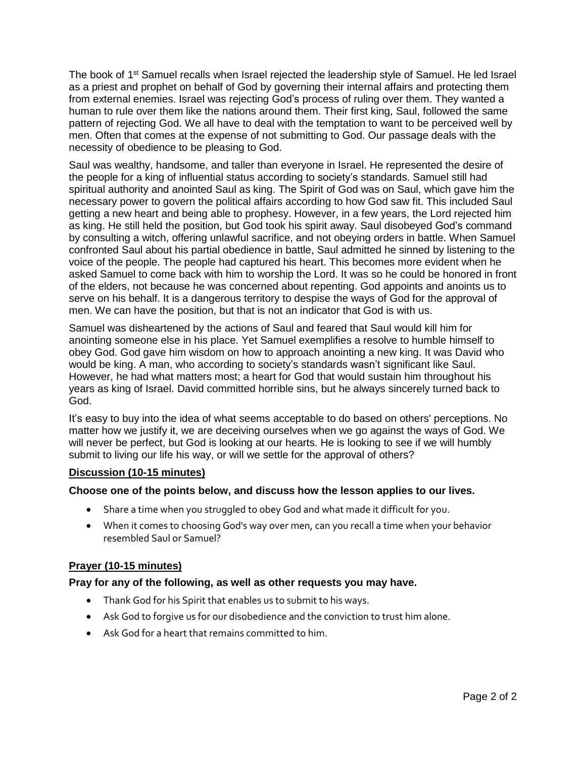The book of 1st Samuel recalls when Israel rejected the leadership style of Samuel. He led Israel as a priest and prophet on behalf of God by governing their internal affairs and protecting them from external enemies. Israel was rejecting God's process of ruling over them. They wanted a human to rule over them like the nations around them. Their first king, Saul, followed the same pattern of rejecting God. We all have to deal with the temptation to want to be perceived well by men. Often that comes at the expense of not submitting to God. Our passage deals with the necessity of obedience to be pleasing to God.

Saul was wealthy, handsome, and taller than everyone in Israel. He represented the desire of the people for a king of influential status according to society's standards. Samuel still had spiritual authority and anointed Saul as king. The Spirit of God was on Saul, which gave him the necessary power to govern the political affairs according to how God saw fit. This included Saul getting a new heart and being able to prophesy. However, in a few years, the Lord rejected him as king. He still held the position, but God took his spirit away. Saul disobeyed God's command by consulting a witch, offering unlawful sacrifice, and not obeying orders in battle. When Samuel confronted Saul about his partial obedience in battle, Saul admitted he sinned by listening to the voice of the people. The people had captured his heart. This becomes more evident when he asked Samuel to come back with him to worship the Lord. It was so he could be honored in front of the elders, not because he was concerned about repenting. God appoints and anoints us to serve on his behalf. It is a dangerous territory to despise the ways of God for the approval of men. We can have the position, but that is not an indicator that God is with us.

Samuel was disheartened by the actions of Saul and feared that Saul would kill him for anointing someone else in his place. Yet Samuel exemplifies a resolve to humble himself to obey God. God gave him wisdom on how to approach anointing a new king. It was David who would be king. A man, who according to society's standards wasn't significant like Saul. However, he had what matters most; a heart for God that would sustain him throughout his years as king of Israel. David committed horrible sins, but he always sincerely turned back to God.

It's easy to buy into the idea of what seems acceptable to do based on others' perceptions. No matter how we justify it, we are deceiving ourselves when we go against the ways of God. We will never be perfect, but God is looking at our hearts. He is looking to see if we will humbly submit to living our life his way, or will we settle for the approval of others?

## Discussion (10-15 minutes)

**Choose one of the points below, and discuss how the lesson applies to our lives.**

- Share a time when you struggled to obey God and what made it difficult for you.
- When it comes to choosing God's way over men, can you recall a time when your behavior resembled Saul or Samuel?

## Prayer (10-15 minutes)

**Pray for any of the following, as well as other requests you may have.**

- Thank God for his Spirit that enables us to submit to his ways.
- Ask God to forgive us for our disobedience and the conviction to trust him alone.
- Ask God for a heart that remains committed to him.